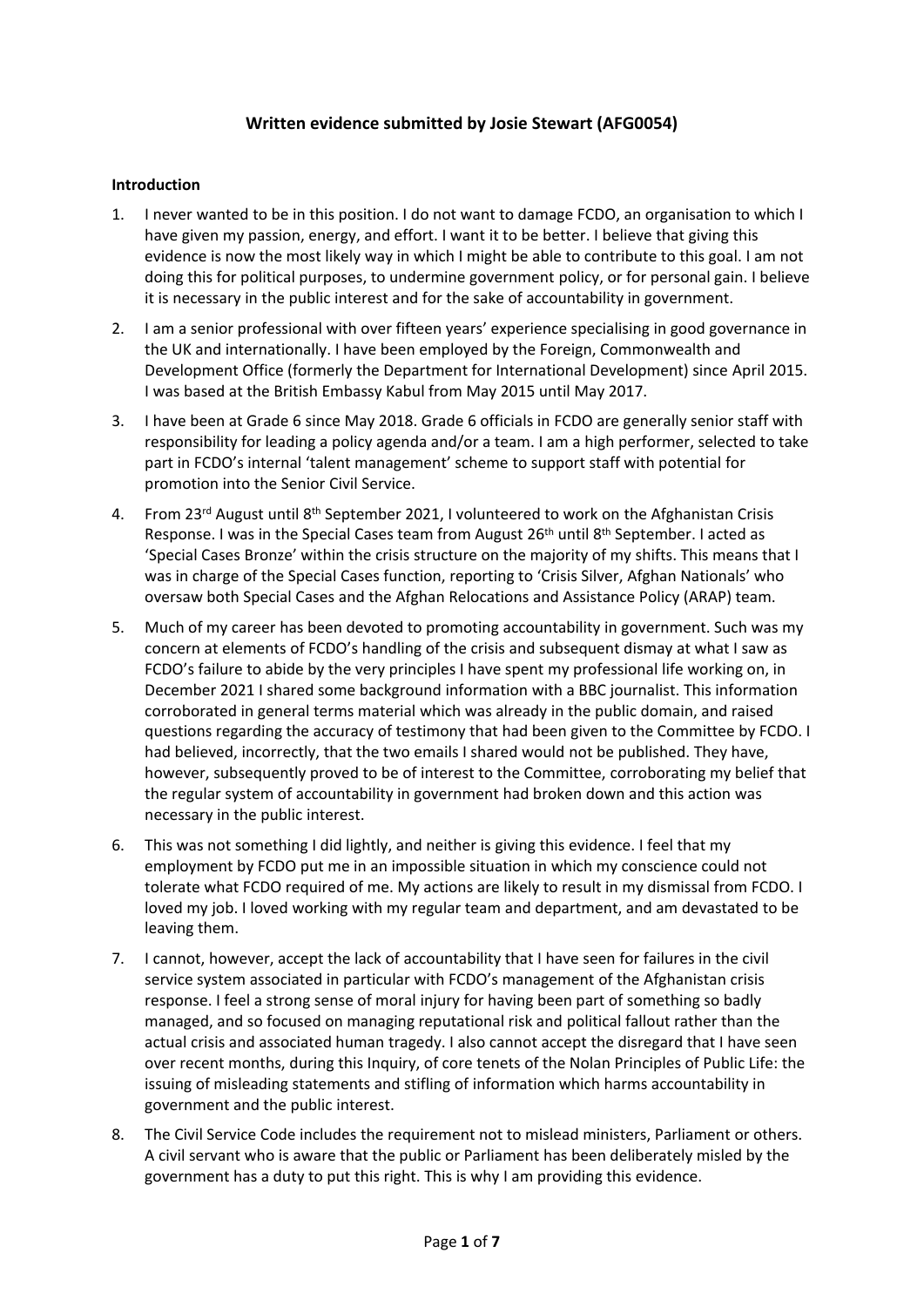# Written evidence submitted by Josie Stewart (AFG0054)

## Introduction

1. I never wanted to be in this position. I do not want to damage FCDO, an organisation to which I have given my passion, energy, and effort. I want it to be better. I believe that giving this evidence is now the most likely way in which I might be able to contribute to this goal. I am not doing this for political purposes, to undermine government policy, or for personal gain. I believe it is necessary in the public interest and for the sake of accountability in government.

2. I am a senior professional with over fifteen years' experience specialising in good governance in the UK and internationally. I have been employed by the Foreign, Commonwealth and Development Office (formerly the Department for International Development) since April 2015. I was based at the British Embassy Kabul from May 2015 until May 2017.

3. I have been at Grade 6 since May 2018. Grade 6 officials in FCDO are generally senior staff with responsibility for leading a policy agenda and/or a team. I am a high performer, selected to take part in FCDO's internal 'talent management' scheme to support staff with potential for promotion into the Senior Civil Service.

4. From 23rd August until 8th September 2021, I volunteered to work on the Afghanistan Crisis Response. I was in the Special Cases team from August 26th until 8th September. I acted as 'Special Cases Bronze' within the crisis structure on the majority of my shifts. This means that I was in charge of the Special Cases function, reporting to 'Crisis Silver, Afghan Nationals' who oversaw both Special Cases and the Afghan Relocations and Assistance Policy (ARAP) team.

5. Much of my career has been devoted to promoting accountability in government. Such was my concern at elements of FCDO's handling of the crisis and subsequent dismay at what I saw as FCDO's failure to abide by the very principles I have spent my professional life working on, in December 2021 I shared some background information with a BBC journalist. This information corroborated in general terms material which was already in the public domain, and raised questions regarding the accuracy of testimony that had been given to the Committee by FCDO. I had believed, incorrectly, that the two emails I shared would not be published. They have, however, subsequently proved to be of interest to the Committee, corroborating my belief that the regular system of accountability in government had broken down and this action was necessary in the public interest.

6. This was not something I did lightly, and neither is giving this evidence. I feel that my employment by FCDO put me in an impossible situation in which my conscience could not tolerate what FCDO required of me. My actions are likely to result in my dismissal from FCDO. I loved my job. I loved working with my regular team and department, and am devastated to be leaving them.

7. I cannot, however, accept the lack of accountability that I have seen for failures in the civil service system associated in particular with FCDO's management of the Afghanistan crisis response. I feel a strong sense of moral injury for having been part of something so badly managed, and so focused on managing reputational risk and political fallout rather than the actual crisis and associated human tragedy. I also cannot accept the disregard that I have seen over recent months, during this Inquiry, of core tenets of the Nolan Principles of Public Life: the issuing of misleading statements and stifling of information which harms accountability in government and the public interest.

8. The Civil Service Code includes the requirement not to mislead ministers, Parliament or others. A civil servant who is aware that the public or Parliament has been deliberately misled by the government has a duty to put this right. This is why I am providing this evidence.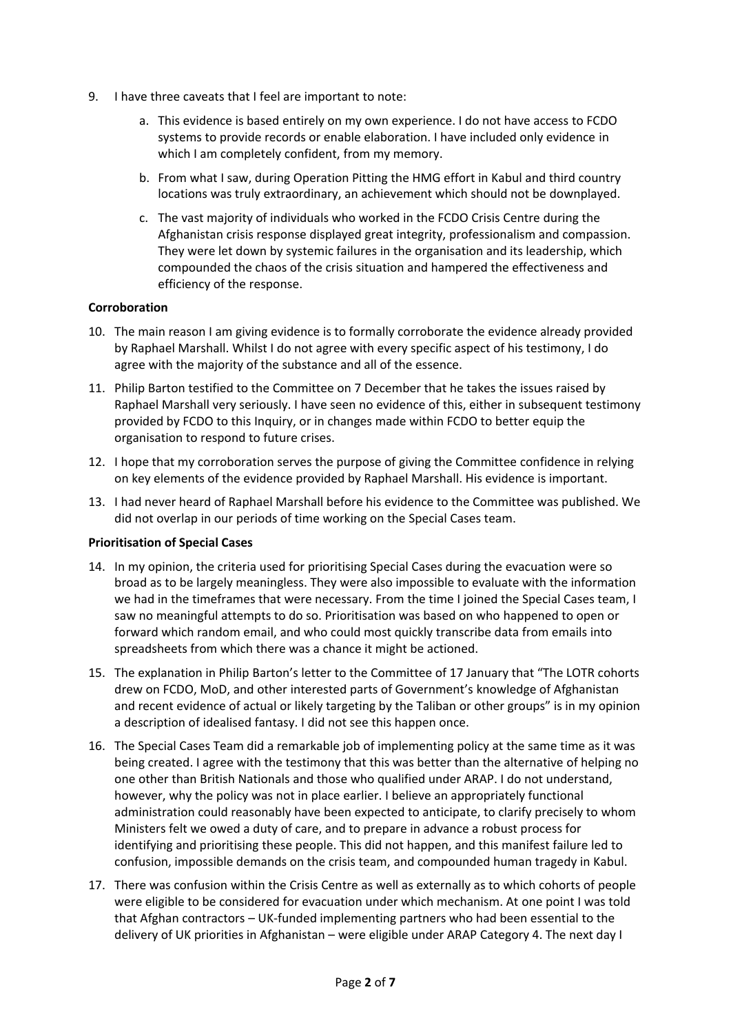9. I have three caveats that I feel are important to note:

   a. This evidence is based entirely on my own experience. I do not have access to FCDO systems to provide records or enable elaboration. I have included only evidence in which I am completely confident, from my memory.

   b. From what I saw, during Operation Pitting the HMG effort in Kabul and third country locations was truly extraordinary, an achievement which should not be downplayed.

   c. The vast majority of individuals who worked in the FCDO Crisis Centre during the Afghanistan crisis response displayed great integrity, professionalism and compassion. They were let down by systemic failures in the organisation and its leadership, which compounded the chaos of the crisis situation and hampered the effectiveness and efficiency of the response.

**Corroboration**

10. The main reason I am giving evidence is to formally corroborate the evidence already provided by Raphael Marshall. Whilst I do not agree with every specific aspect of his testimony, I do agree with the majority of the substance and all of the essence.

11. Philip Barton testified to the Committee on 7 December that he takes the issues raised by Raphael Marshall very seriously. I have seen no evidence of this, either in subsequent testimony provided by FCDO to this Inquiry, or in changes made within FCDO to better equip the organisation to respond to future crises.

12. I hope that my corroboration serves the purpose of giving the Committee confidence in relying on key elements of the evidence provided by Raphael Marshall. His evidence is important.

13. I had never heard of Raphael Marshall before his evidence to the Committee was published. We did not overlap in our periods of time working on the Special Cases team.

**Prioritisation of Special Cases**

14. In my opinion, the criteria used for prioritising Special Cases during the evacuation were so broad as to be largely meaningless. They were also impossible to evaluate with the information we had in the timeframes that were necessary. From the time I joined the Special Cases team, I saw no meaningful attempts to do so. Prioritisation was based on who happened to open or forward which random email, and who could most quickly transcribe data from emails into spreadsheets from which there was a chance it might be actioned.

15. The explanation in Philip Barton's letter to the Committee of 17 January that "The LOTR cohorts drew on FCDO, MoD, and other interested parts of Government's knowledge of Afghanistan and recent evidence of actual or likely targeting by the Taliban or other groups" is in my opinion a description of idealised fantasy. I did not see this happen once.

16. The Special Cases Team did a remarkable job of implementing policy at the same time as it was being created. I agree with the testimony that this was better than the alternative of helping no one other than British Nationals and those who qualified under ARAP. I do not understand, however, why the policy was not in place earlier. I believe an appropriately functional administration could reasonably have been expected to anticipate, to clarify precisely to whom Ministers felt we owed a duty of care, and to prepare in advance a robust process for identifying and prioritising these people. This did not happen, and this manifest failure led to confusion, impossible demands on the crisis team, and compounded human tragedy in Kabul.

17. There was confusion within the Crisis Centre as well as externally as to which cohorts of people were eligible to be considered for evacuation under which mechanism. At one point I was told that Afghan contractors – UK-funded implementing partners who had been essential to the delivery of UK priorities in Afghanistan – were eligible under ARAP Category 4. The next day I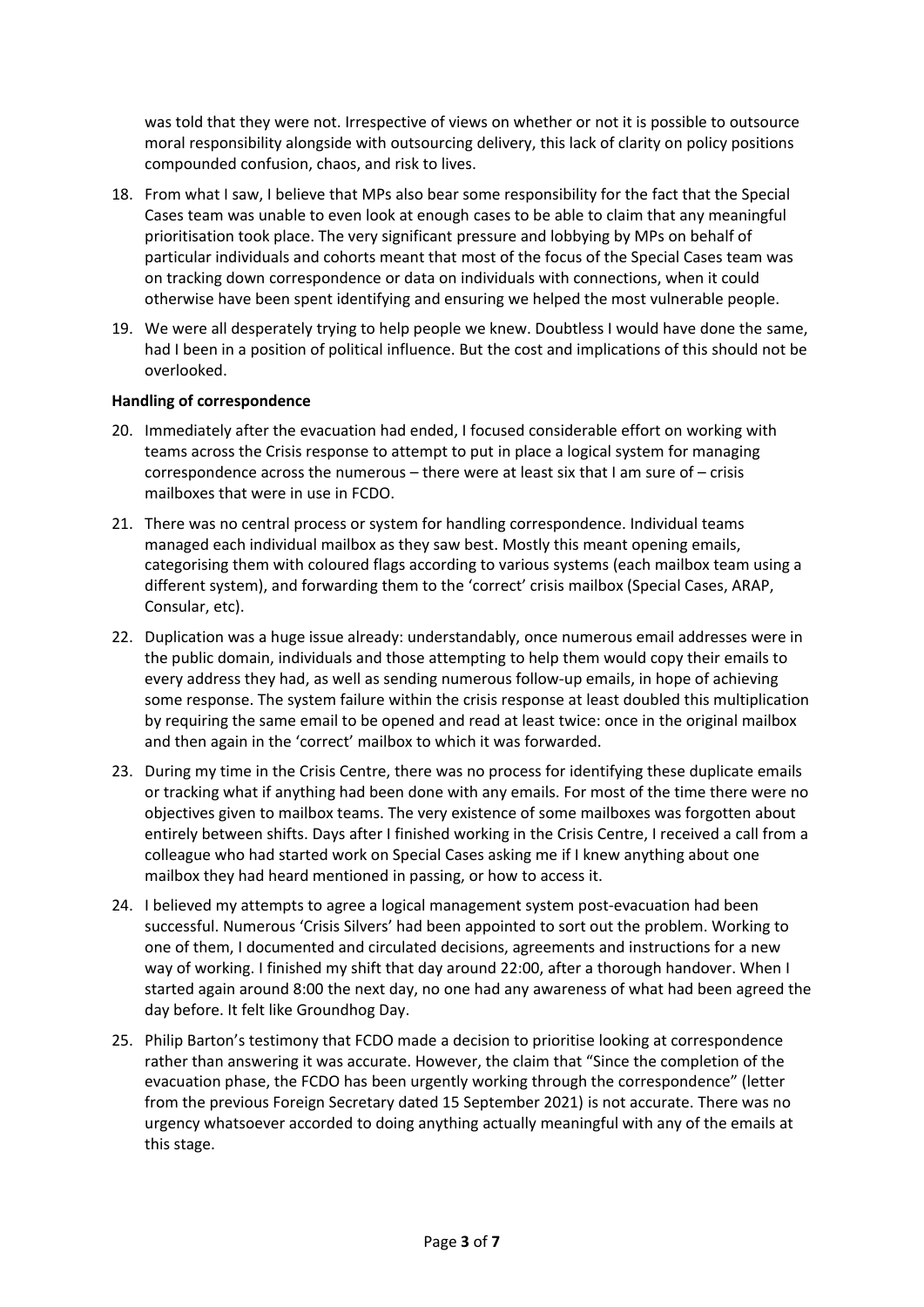was told that they were not. Irrespective of views on whether or not it is possible to outsource moral responsibility alongside with outsourcing delivery, this lack of clarity on policy positions compounded confusion, chaos, and risk to lives.

18. From what I saw, I believe that MPs also bear some responsibility for the fact that the Special Cases team was unable to even look at enough cases to be able to claim that any meaningful prioritisation took place. The very significant pressure and lobbying by MPs on behalf of particular individuals and cohorts meant that most of the focus of the Special Cases team was on tracking down correspondence or data on individuals with connections, when it could otherwise have been spent identifying and ensuring we helped the most vulnerable people.

19. We were all desperately trying to help people we knew. Doubtless I would have done the same, had I been in a position of political influence. But the cost and implications of this should not be overlooked.

**Handling of correspondence**

20. Immediately after the evacuation had ended, I focused considerable effort on working with teams across the Crisis response to attempt to put in place a logical system for managing correspondence across the numerous – there were at least six that I am sure of – crisis mailboxes that were in use in FCDO.

21. There was no central process or system for handling correspondence. Individual teams managed each individual mailbox as they saw best. Mostly this meant opening emails, categorising them with coloured flags according to various systems (each mailbox team using a different system), and forwarding them to the 'correct' crisis mailbox (Special Cases, ARAP, Consular, etc).

22. Duplication was a huge issue already: understandably, once numerous email addresses were in the public domain, individuals and those attempting to help them would copy their emails to every address they had, as well as sending numerous follow-up emails, in hope of achieving some response. The system failure within the crisis response at least doubled this multiplication by requiring the same email to be opened and read at least twice: once in the original mailbox and then again in the 'correct' mailbox to which it was forwarded.

23. During my time in the Crisis Centre, there was no process for identifying these duplicate emails or tracking what if anything had been done with any emails. For most of the time there were no objectives given to mailbox teams. The very existence of some mailboxes was forgotten about entirely between shifts. Days after I finished working in the Crisis Centre, I received a call from a colleague who had started work on Special Cases asking me if I knew anything about one mailbox they had heard mentioned in passing, or how to access it.

24. I believed my attempts to agree a logical management system post-evacuation had been successful. Numerous 'Crisis Silvers' had been appointed to sort out the problem. Working to one of them, I documented and circulated decisions, agreements and instructions for a new way of working. I finished my shift that day around 22:00, after a thorough handover. When I started again around 8:00 the next day, no one had any awareness of what had been agreed the day before. It felt like Groundhog Day.

25. Philip Barton's testimony that FCDO made a decision to prioritise looking at correspondence rather than answering it was accurate. However, the claim that "Since the completion of the evacuation phase, the FCDO has been urgently working through the correspondence" (letter from the previous Foreign Secretary dated 15 September 2021) is not accurate. There was no urgency whatsoever accorded to doing anything actually meaningful with any of the emails at this stage.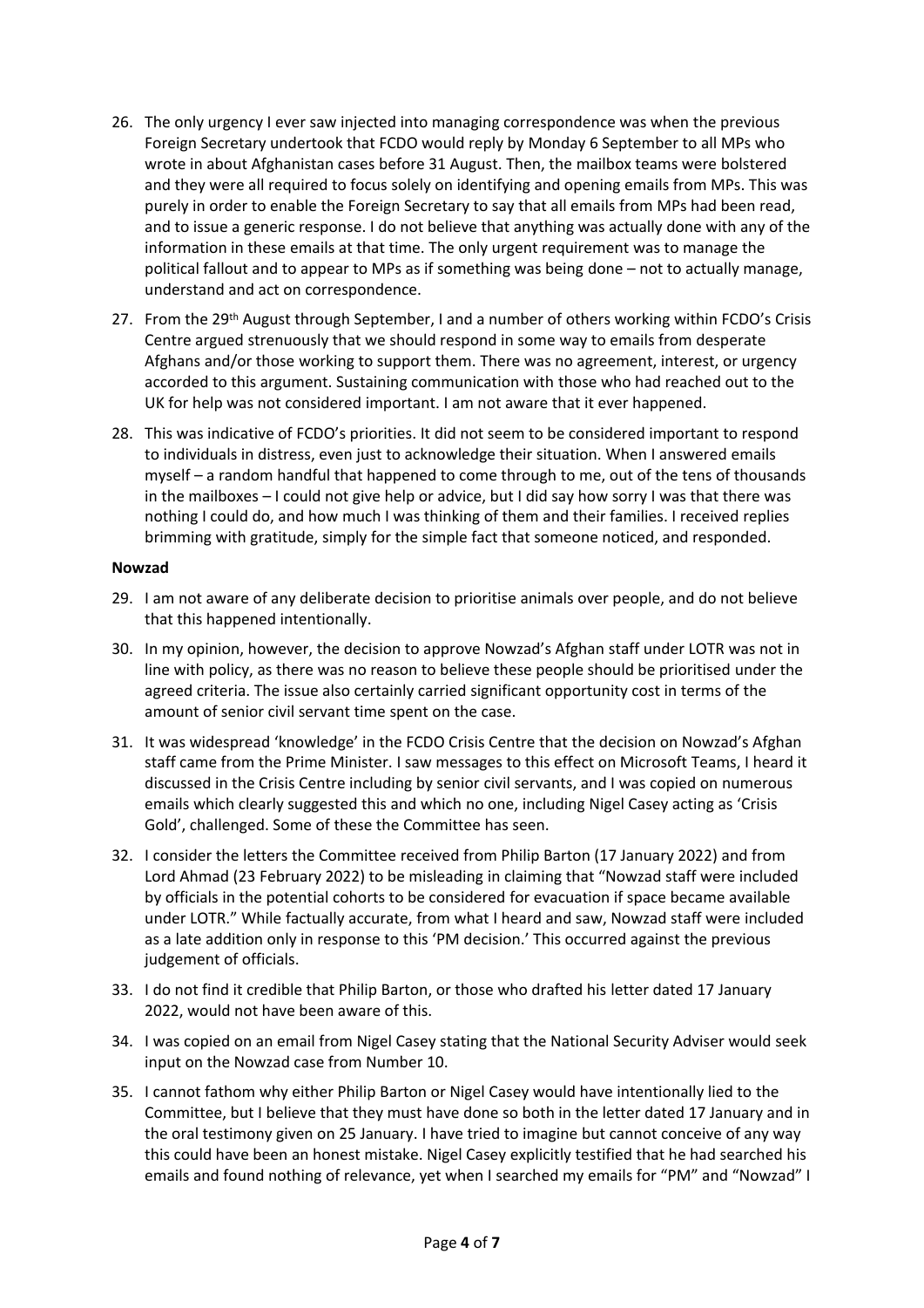26. The only urgency I ever saw injected into managing correspondence was when the previous Foreign Secretary undertook that FCDO would reply by Monday 6 September to all MPs who wrote in about Afghanistan cases before 31 August. Then, the mailbox teams were bolstered and they were all required to focus solely on identifying and opening emails from MPs. This was purely in order to enable the Foreign Secretary to say that all emails from MPs had been read, and to issue a generic response. I do not believe that anything was actually done with any of the information in these emails at that time. The only urgent requirement was to manage the political fallout and to appear to MPs as if something was being done – not to actually manage, understand and act on correspondence.
27. From the 29th August through September, I and a number of others working within FCDO's Crisis Centre argued strenuously that we should respond in some way to emails from desperate Afghans and/or those working to support them. There was no agreement, interest, or urgency accorded to this argument. Sustaining communication with those who had reached out to the UK for help was not considered important. I am not aware that it ever happened.
28. This was indicative of FCDO's priorities. It did not seem to be considered important to respond to individuals in distress, even just to acknowledge their situation. When I answered emails myself – a random handful that happened to come through to me, out of the tens of thousands in the mailboxes – I could not give help or advice, but I did say how sorry I was that there was nothing I could do, and how much I was thinking of them and their families. I received replies brimming with gratitude, simply for the simple fact that someone noticed, and responded.

**Nowzad**

29. I am not aware of any deliberate decision to prioritise animals over people, and do not believe that this happened intentionally.
30. In my opinion, however, the decision to approve Nowzad's Afghan staff under LOTR was not in line with policy, as there was no reason to believe these people should be prioritised under the agreed criteria. The issue also certainly carried significant opportunity cost in terms of the amount of senior civil servant time spent on the case.
31. It was widespread 'knowledge' in the FCDO Crisis Centre that the decision on Nowzad's Afghan staff came from the Prime Minister. I saw messages to this effect on Microsoft Teams, I heard it discussed in the Crisis Centre including by senior civil servants, and I was copied on numerous emails which clearly suggested this and which no one, including Nigel Casey acting as 'Crisis Gold', challenged. Some of these the Committee has seen.
32. I consider the letters the Committee received from Philip Barton (17 January 2022) and from Lord Ahmad (23 February 2022) to be misleading in claiming that "Nowzad staff were included by officials in the potential cohorts to be considered for evacuation if space became available under LOTR." While factually accurate, from what I heard and saw, Nowzad staff were included as a late addition only in response to this 'PM decision.' This occurred against the previous judgement of officials.
33. I do not find it credible that Philip Barton, or those who drafted his letter dated 17 January 2022, would not have been aware of this.
34. I was copied on an email from Nigel Casey stating that the National Security Adviser would seek input on the Nowzad case from Number 10.
35. I cannot fathom why either Philip Barton or Nigel Casey would have intentionally lied to the Committee, but I believe that they must have done so both in the letter dated 17 January and in the oral testimony given on 25 January. I have tried to imagine but cannot conceive of any way this could have been an honest mistake. Nigel Casey explicitly testified that he had searched his emails and found nothing of relevance, yet when I searched my emails for "PM" and "Nowzad" I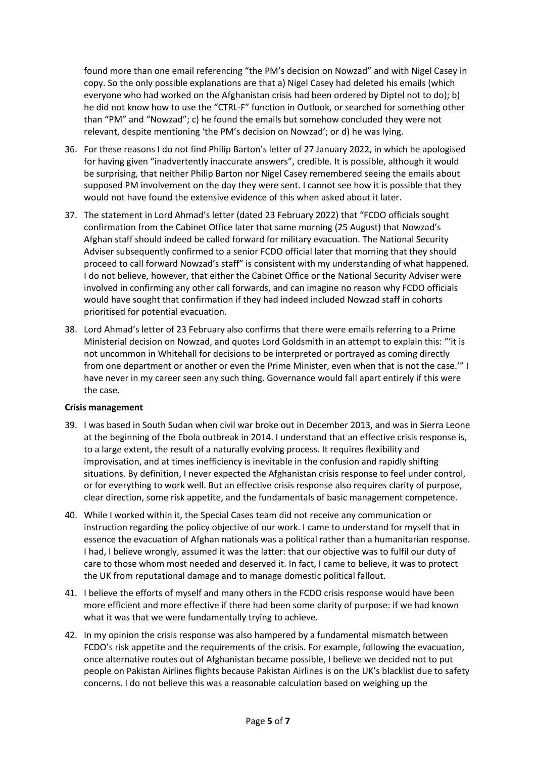found more than one email referencing "the PM's decision on Nowzad" and with Nigel Casey in copy. So the only possible explanations are that a) Nigel Casey had deleted his emails (which everyone who had worked on the Afghanistan crisis had been ordered by Diptel not to do); b) he did not know how to use the "CTRL-F" function in Outlook, or searched for something other than "PM" and "Nowzad"; c) he found the emails but somehow concluded they were not relevant, despite mentioning 'the PM's decision on Nowzad'; or d) he was lying.

36. For these reasons I do not find Philip Barton's letter of 27 January 2022, in which he apologised for having given "inadvertently inaccurate answers", credible. It is possible, although it would be surprising, that neither Philip Barton nor Nigel Casey remembered seeing the emails about supposed PM involvement on the day they were sent. I cannot see how it is possible that they would not have found the extensive evidence of this when asked about it later.

37. The statement in Lord Ahmad's letter (dated 23 February 2022) that "FCDO officials sought confirmation from the Cabinet Office later that same morning (25 August) that Nowzad's Afghan staff should indeed be called forward for military evacuation. The National Security Adviser subsequently confirmed to a senior FCDO official later that morning that they should proceed to call forward Nowzad's staff" is consistent with my understanding of what happened. I do not believe, however, that either the Cabinet Office or the National Security Adviser were involved in confirming any other call forwards, and can imagine no reason why FCDO officials would have sought that confirmation if they had indeed included Nowzad staff in cohorts prioritised for potential evacuation.

38. Lord Ahmad's letter of 23 February also confirms that there were emails referring to a Prime Ministerial decision on Nowzad, and quotes Lord Goldsmith in an attempt to explain this: "'it is not uncommon in Whitehall for decisions to be interpreted or portrayed as coming directly from one department or another or even the Prime Minister, even when that is not the case.'" I have never in my career seen any such thing. Governance would fall apart entirely if this were the case.

**Crisis management**

39. I was based in South Sudan when civil war broke out in December 2013, and was in Sierra Leone at the beginning of the Ebola outbreak in 2014. I understand that an effective crisis response is, to a large extent, the result of a naturally evolving process. It requires flexibility and improvisation, and at times inefficiency is inevitable in the confusion and rapidly shifting situations. By definition, I never expected the Afghanistan crisis response to feel under control, or for everything to work well. But an effective crisis response also requires clarity of purpose, clear direction, some risk appetite, and the fundamentals of basic management competence.

40. While I worked within it, the Special Cases team did not receive any communication or instruction regarding the policy objective of our work. I came to understand for myself that in essence the evacuation of Afghan nationals was a political rather than a humanitarian response. I had, I believe wrongly, assumed it was the latter: that our objective was to fulfil our duty of care to those whom most needed and deserved it. In fact, I came to believe, it was to protect the UK from reputational damage and to manage domestic political fallout.

41. I believe the efforts of myself and many others in the FCDO crisis response would have been more efficient and more effective if there had been some clarity of purpose: if we had known what it was that we were fundamentally trying to achieve.

42. In my opinion the crisis response was also hampered by a fundamental mismatch between FCDO's risk appetite and the requirements of the crisis. For example, following the evacuation, once alternative routes out of Afghanistan became possible, I believe we decided not to put people on Pakistan Airlines flights because Pakistan Airlines is on the UK's blacklist due to safety concerns. I do not believe this was a reasonable calculation based on weighing up the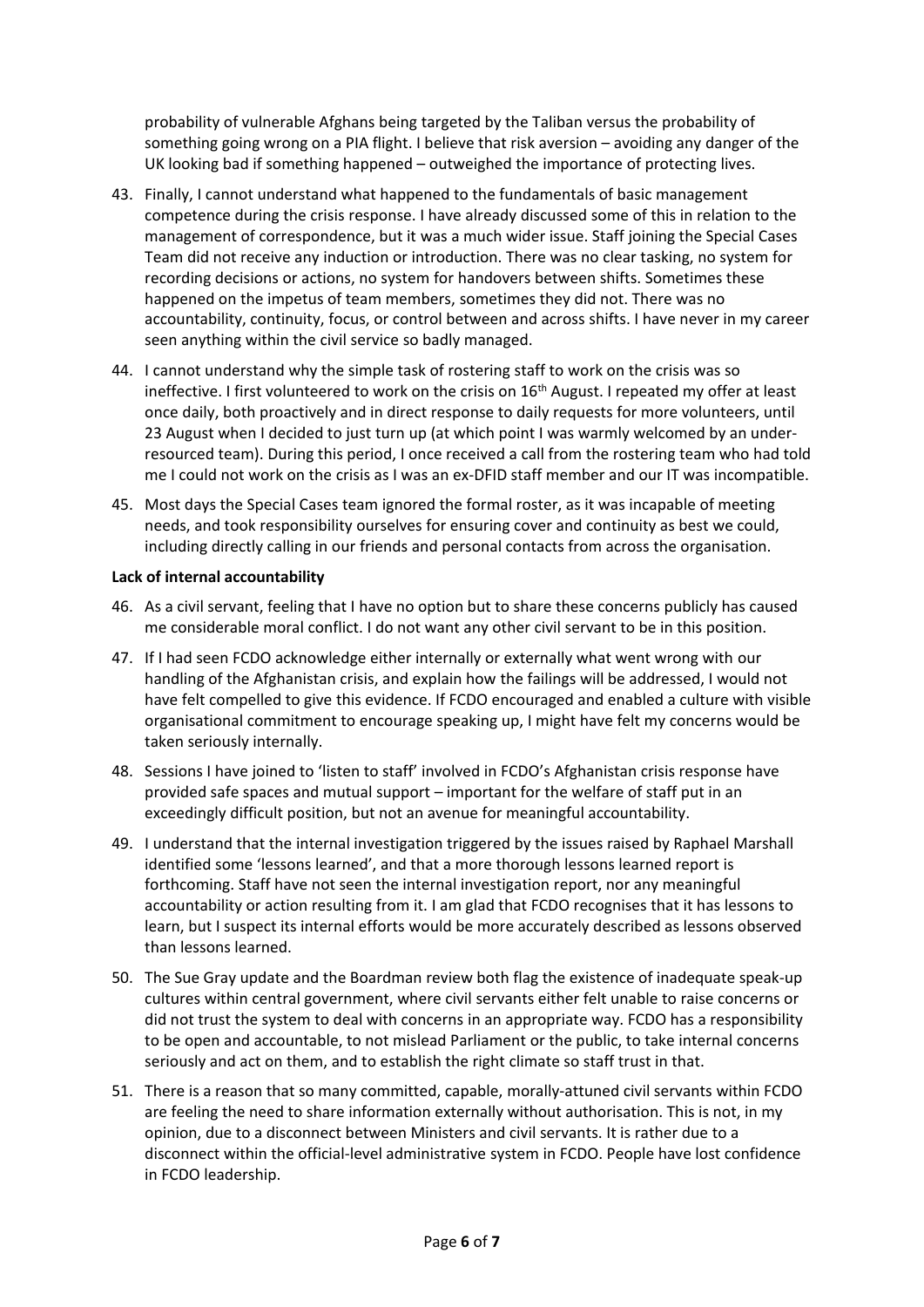probability of vulnerable Afghans being targeted by the Taliban versus the probability of something going wrong on a PIA flight. I believe that risk aversion – avoiding any danger of the UK looking bad if something happened – outweighed the importance of protecting lives.

43. Finally, I cannot understand what happened to the fundamentals of basic management competence during the crisis response. I have already discussed some of this in relation to the management of correspondence, but it was a much wider issue. Staff joining the Special Cases Team did not receive any induction or introduction. There was no clear tasking, no system for recording decisions or actions, no system for handovers between shifts. Sometimes these happened on the impetus of team members, sometimes they did not. There was no accountability, continuity, focus, or control between and across shifts. I have never in my career seen anything within the civil service so badly managed.

44. I cannot understand why the simple task of rostering staff to work on the crisis was so ineffective. I first volunteered to work on the crisis on 16th August. I repeated my offer at least once daily, both proactively and in direct response to daily requests for more volunteers, until 23 August when I decided to just turn up (at which point I was warmly welcomed by an under-resourced team). During this period, I once received a call from the rostering team who had told me I could not work on the crisis as I was an ex-DFID staff member and our IT was incompatible.

45. Most days the Special Cases team ignored the formal roster, as it was incapable of meeting needs, and took responsibility ourselves for ensuring cover and continuity as best we could, including directly calling in our friends and personal contacts from across the organisation.

**Lack of internal accountability**

46. As a civil servant, feeling that I have no option but to share these concerns publicly has caused me considerable moral conflict. I do not want any other civil servant to be in this position.

47. If I had seen FCDO acknowledge either internally or externally what went wrong with our handling of the Afghanistan crisis, and explain how the failings will be addressed, I would not have felt compelled to give this evidence. If FCDO encouraged and enabled a culture with visible organisational commitment to encourage speaking up, I might have felt my concerns would be taken seriously internally.

48. Sessions I have joined to 'listen to staff' involved in FCDO's Afghanistan crisis response have provided safe spaces and mutual support – important for the welfare of staff put in an exceedingly difficult position, but not an avenue for meaningful accountability.

49. I understand that the internal investigation triggered by the issues raised by Raphael Marshall identified some 'lessons learned', and that a more thorough lessons learned report is forthcoming. Staff have not seen the internal investigation report, nor any meaningful accountability or action resulting from it. I am glad that FCDO recognises that it has lessons to learn, but I suspect its internal efforts would be more accurately described as lessons observed than lessons learned.

50. The Sue Gray update and the Boardman review both flag the existence of inadequate speak-up cultures within central government, where civil servants either felt unable to raise concerns or did not trust the system to deal with concerns in an appropriate way. FCDO has a responsibility to be open and accountable, to not mislead Parliament or the public, to take internal concerns seriously and act on them, and to establish the right climate so staff trust in that.

51. There is a reason that so many committed, capable, morally-attuned civil servants within FCDO are feeling the need to share information externally without authorisation. This is not, in my opinion, due to a disconnect between Ministers and civil servants. It is rather due to a disconnect within the official-level administrative system in FCDO. People have lost confidence in FCDO leadership.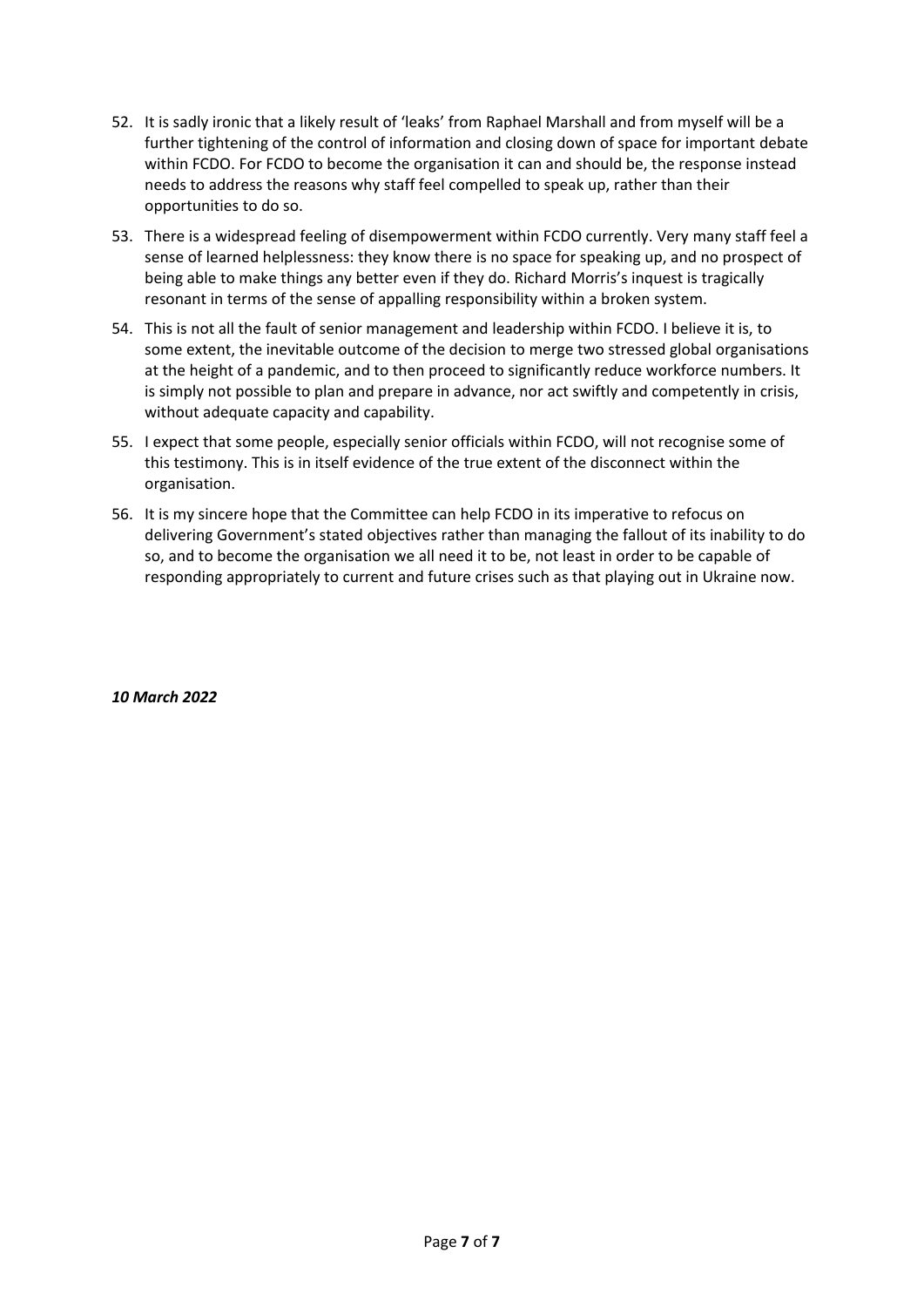52. It is sadly ironic that a likely result of 'leaks' from Raphael Marshall and from myself will be a further tightening of the control of information and closing down of space for important debate within FCDO. For FCDO to become the organisation it can and should be, the response instead needs to address the reasons why staff feel compelled to speak up, rather than their opportunities to do so.
53. There is a widespread feeling of disempowerment within FCDO currently. Very many staff feel a sense of learned helplessness: they know there is no space for speaking up, and no prospect of being able to make things any better even if they do. Richard Morris's inquest is tragically resonant in terms of the sense of appalling responsibility within a broken system.
54. This is not all the fault of senior management and leadership within FCDO. I believe it is, to some extent, the inevitable outcome of the decision to merge two stressed global organisations at the height of a pandemic, and to then proceed to significantly reduce workforce numbers. It is simply not possible to plan and prepare in advance, nor act swiftly and competently in crisis, without adequate capacity and capability.
55. I expect that some people, especially senior officials within FCDO, will not recognise some of this testimony. This is in itself evidence of the true extent of the disconnect within the organisation.
56. It is my sincere hope that the Committee can help FCDO in its imperative to refocus on delivering Government's stated objectives rather than managing the fallout of its inability to do so, and to become the organisation we all need it to be, not least in order to be capable of responding appropriately to current and future crises such as that playing out in Ukraine now.

***10 March 2022***